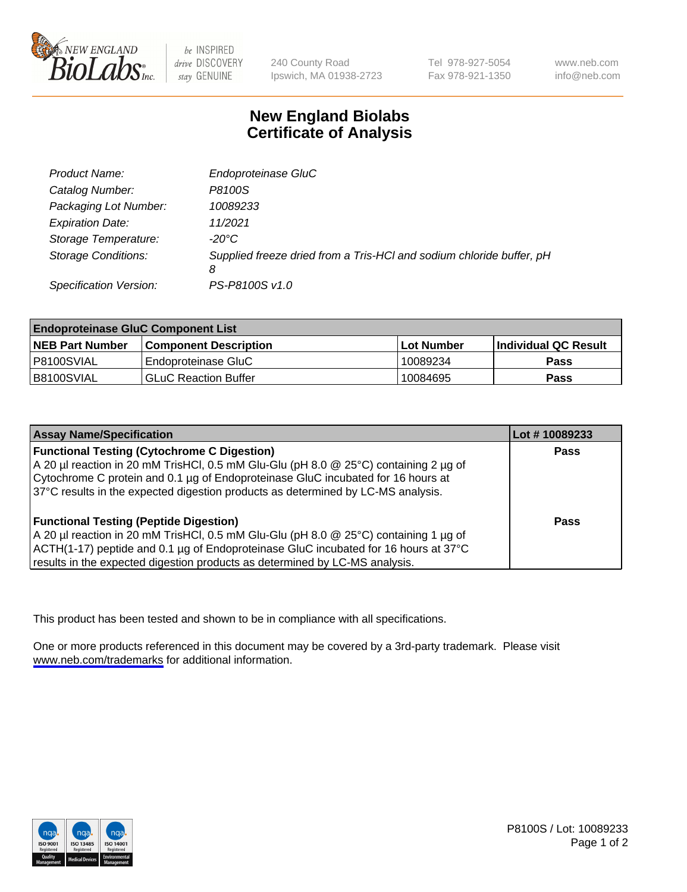# New England Biolabs
# Certificate of Analysis

| | |
|---|---|
| *Product Name:* | *Endoproteinase GluC* |
| *Catalog Number:* | *P8100S* |
| *Packaging Lot Number:* | *10089233* |
| *Expiration Date:* | *11/2021* |
| *Storage Temperature:* | *-20°C* |
| *Storage Conditions:* | *Supplied freeze dried from a Tris-HCl and sodium chloride buffer, pH 8* |
| *Specification Version:* | *PS-P8100S v1.0* |

| **Endoproteinase GluC Component List** | | | |
|---|---|---|---|
| **NEB Part Number** | **Component Description** | **Lot Number** | **Individual QC Result** |
| P8100SVIAL | Endoproteinase GluC | 10089234 | **Pass** |
| B8100SVIAL | GLuC Reaction Buffer | 10084695 | **Pass** |

| **Assay Name/Specification** | **Lot # 10089233** |
|---|---|
| **Functional Testing (Cytochrome C Digestion)**<br>A 20 µl reaction in 20 mM TrisHCl, 0.5 mM Glu-Glu (pH 8.0 @ 25°C) containing 2 µg of Cytochrome C protein and 0.1 µg of Endoproteinase GluC incubated for 16 hours at 37°C results in the expected digestion products as determined by LC-MS analysis. | **Pass** |
| **Functional Testing (Peptide Digestion)**<br>A 20 µl reaction in 20 mM TrisHCl, 0.5 mM Glu-Glu (pH 8.0 @ 25°C) containing 1 µg of ACTH(1-17) peptide and 0.1 µg of Endoproteinase GluC incubated for 16 hours at 37°C results in the expected digestion products as determined by LC-MS analysis. | **Pass** |

This product has been tested and shown to be in compliance with all specifications.

One or more products referenced in this document may be covered by a 3rd-party trademark. Please visit www.neb.com/trademarks for additional information.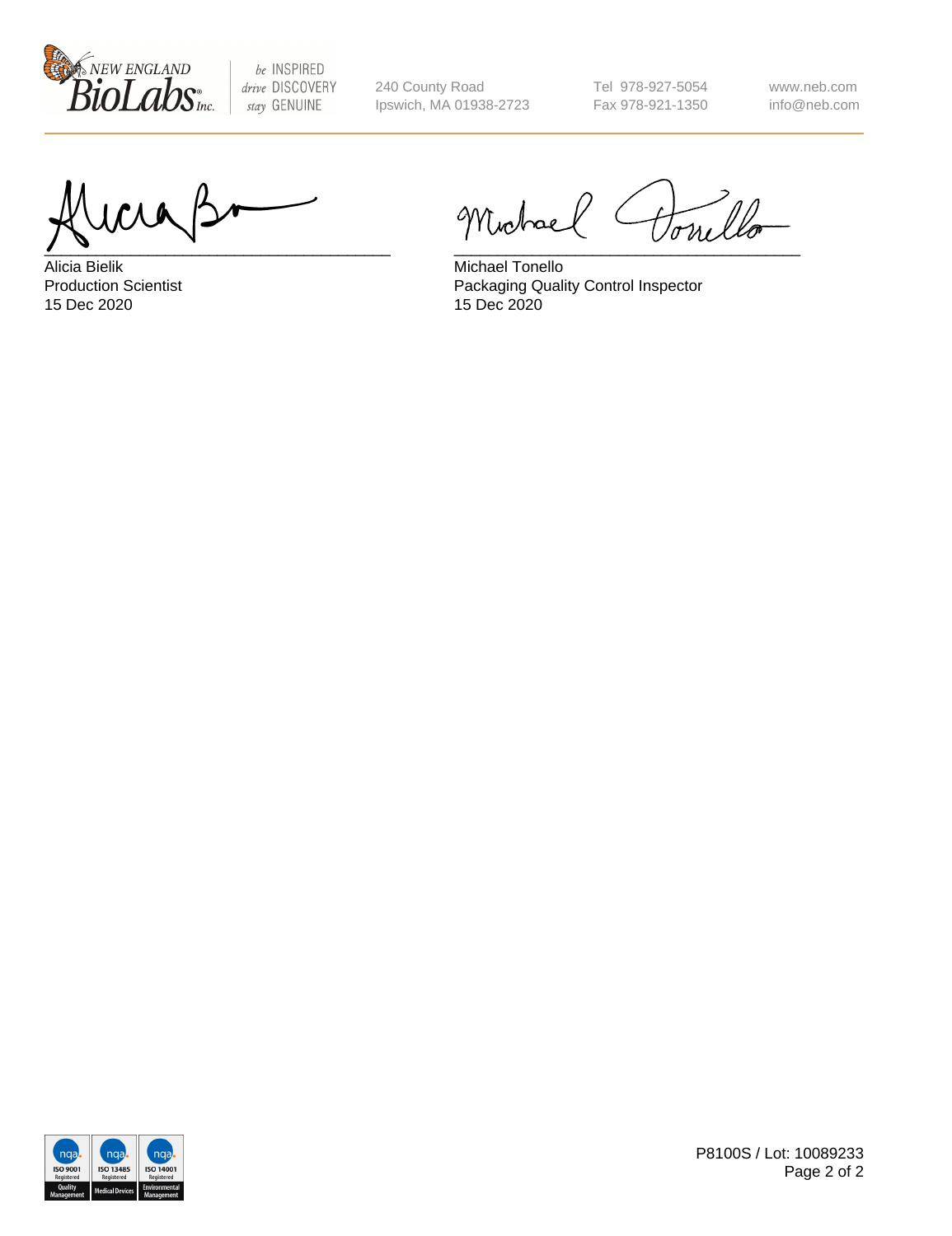Alicia Bielik
Production Scientist
15 Dec 2020

Michael Tonello
Packaging Quality Control Inspector
15 Dec 2020

P8100S / Lot: 10089233